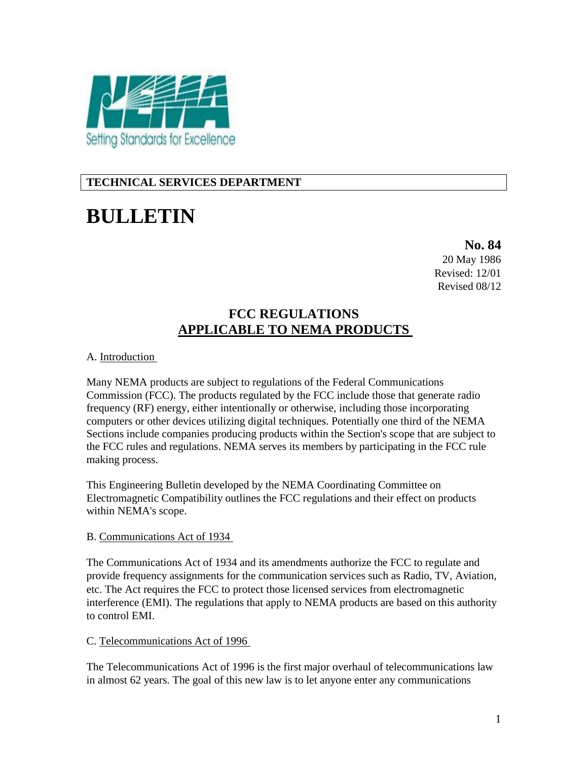**TECHNICAL SERVICES DEPARTMENT**

# BULLETIN

**No. 84**
20 May 1986
Revised: 12/01
Revised 08/12

## FCC REGULATIONS APPLICABLE TO NEMA PRODUCTS

A. Introduction

Many NEMA products are subject to regulations of the Federal Communications Commission (FCC). The products regulated by the FCC include those that generate radio frequency (RF) energy, either intentionally or otherwise, including those incorporating computers or other devices utilizing digital techniques. Potentially one third of the NEMA Sections include companies producing products within the Section's scope that are subject to the FCC rules and regulations. NEMA serves its members by participating in the FCC rule making process.

This Engineering Bulletin developed by the NEMA Coordinating Committee on Electromagnetic Compatibility outlines the FCC regulations and their effect on products within NEMA's scope.

B. Communications Act of 1934

The Communications Act of 1934 and its amendments authorize the FCC to regulate and provide frequency assignments for the communication services such as Radio, TV, Aviation, etc. The Act requires the FCC to protect those licensed services from electromagnetic interference (EMI). The regulations that apply to NEMA products are based on this authority to control EMI.

C. Telecommunications Act of 1996

The Telecommunications Act of 1996 is the first major overhaul of telecommunications law in almost 62 years. The goal of this new law is to let anyone enter any communications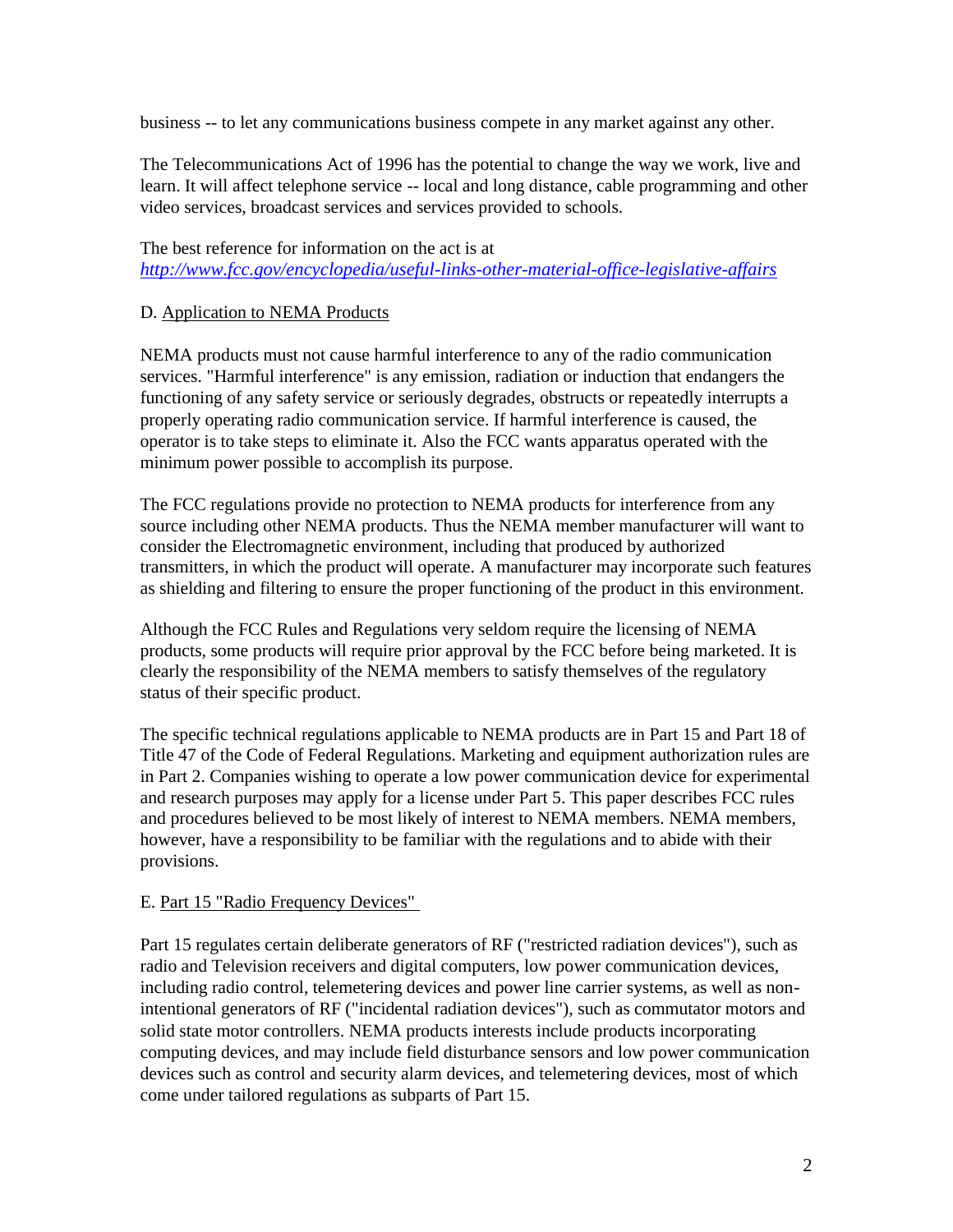business -- to let any communications business compete in any market against any other.

The Telecommunications Act of 1996 has the potential to change the way we work, live and learn. It will affect telephone service -- local and long distance, cable programming and other video services, broadcast services and services provided to schools.

The best reference for information on the act is at *http://www.fcc.gov/encyclopedia/useful-links-other-material-office-legislative-affairs*

D. Application to NEMA Products

NEMA products must not cause harmful interference to any of the radio communication services. "Harmful interference" is any emission, radiation or induction that endangers the functioning of any safety service or seriously degrades, obstructs or repeatedly interrupts a properly operating radio communication service. If harmful interference is caused, the operator is to take steps to eliminate it. Also the FCC wants apparatus operated with the minimum power possible to accomplish its purpose.

The FCC regulations provide no protection to NEMA products for interference from any source including other NEMA products. Thus the NEMA member manufacturer will want to consider the Electromagnetic environment, including that produced by authorized transmitters, in which the product will operate. A manufacturer may incorporate such features as shielding and filtering to ensure the proper functioning of the product in this environment.

Although the FCC Rules and Regulations very seldom require the licensing of NEMA products, some products will require prior approval by the FCC before being marketed. It is clearly the responsibility of the NEMA members to satisfy themselves of the regulatory status of their specific product.

The specific technical regulations applicable to NEMA products are in Part 15 and Part 18 of Title 47 of the Code of Federal Regulations. Marketing and equipment authorization rules are in Part 2. Companies wishing to operate a low power communication device for experimental and research purposes may apply for a license under Part 5. This paper describes FCC rules and procedures believed to be most likely of interest to NEMA members. NEMA members, however, have a responsibility to be familiar with the regulations and to abide with their provisions.

E. Part 15 "Radio Frequency Devices"

Part 15 regulates certain deliberate generators of RF ("restricted radiation devices"), such as radio and Television receivers and digital computers, low power communication devices, including radio control, telemetering devices and power line carrier systems, as well as non-intentional generators of RF ("incidental radiation devices"), such as commutator motors and solid state motor controllers. NEMA products interests include products incorporating computing devices, and may include field disturbance sensors and low power communication devices such as control and security alarm devices, and telemetering devices, most of which come under tailored regulations as subparts of Part 15.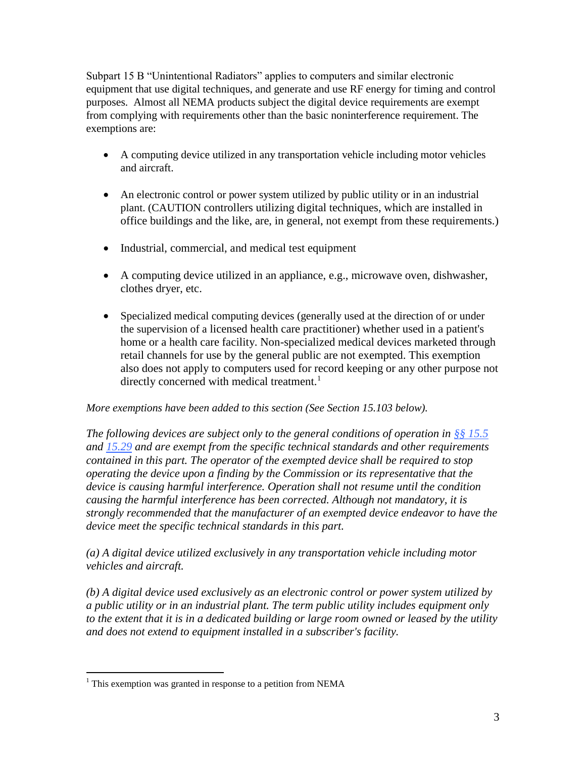Subpart 15 B "Unintentional Radiators" applies to computers and similar electronic equipment that use digital techniques, and generate and use RF energy for timing and control purposes. Almost all NEMA products subject the digital device requirements are exempt from complying with requirements other than the basic noninterference requirement. The exemptions are:

- A computing device utilized in any transportation vehicle including motor vehicles and aircraft.
- An electronic control or power system utilized by public utility or in an industrial plant. (CAUTION controllers utilizing digital techniques, which are installed in office buildings and the like, are, in general, not exempt from these requirements.)
- Industrial, commercial, and medical test equipment
- A computing device utilized in an appliance, e.g., microwave oven, dishwasher, clothes dryer, etc.
- Specialized medical computing devices (generally used at the direction of or under the supervision of a licensed health care practitioner) whether used in a patient's home or a health care facility. Non-specialized medical devices marketed through retail channels for use by the general public are not exempted. This exemption also does not apply to computers used for record keeping or any other purpose not directly concerned with medical treatment.[1]

*More exemptions have been added to this section (See Section 15.103 below).*

*The following devices are subject only to the general conditions of operation in [§§ 15.5]() and [15.29]() and are exempt from the specific technical standards and other requirements contained in this part. The operator of the exempted device shall be required to stop operating the device upon a finding by the Commission or its representative that the device is causing harmful interference. Operation shall not resume until the condition causing the harmful interference has been corrected. Although not mandatory, it is strongly recommended that the manufacturer of an exempted device endeavor to have the device meet the specific technical standards in this part.*

*(a) A digital device utilized exclusively in any transportation vehicle including motor vehicles and aircraft.*

*(b) A digital device used exclusively as an electronic control or power system utilized by a public utility or in an industrial plant. The term public utility includes equipment only to the extent that it is in a dedicated building or large room owned or leased by the utility and does not extend to equipment installed in a subscriber's facility.*

---

[1] This exemption was granted in response to a petition from NEMA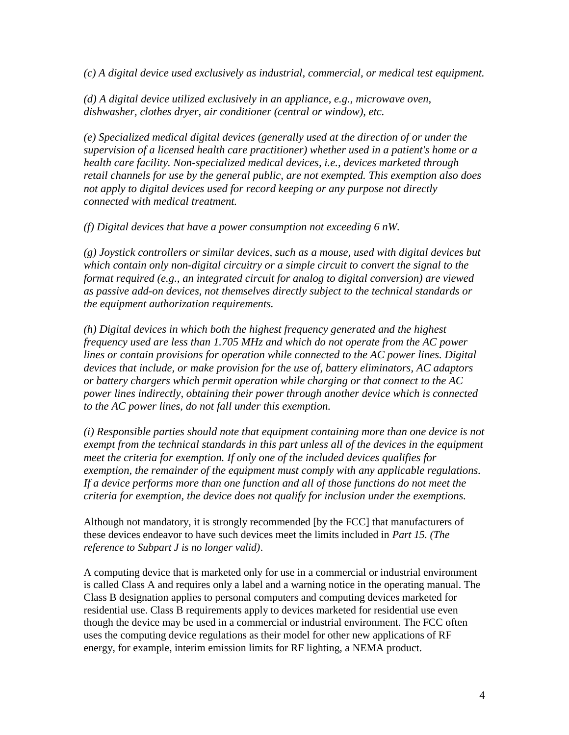*(c) A digital device used exclusively as industrial, commercial, or medical test equipment.*

*(d) A digital device utilized exclusively in an appliance, e.g., microwave oven, dishwasher, clothes dryer, air conditioner (central or window), etc.*

*(e) Specialized medical digital devices (generally used at the direction of or under the supervision of a licensed health care practitioner) whether used in a patient's home or a health care facility. Non-specialized medical devices, i.e., devices marketed through retail channels for use by the general public, are not exempted. This exemption also does not apply to digital devices used for record keeping or any purpose not directly connected with medical treatment.*

*(f) Digital devices that have a power consumption not exceeding 6 nW.*

*(g) Joystick controllers or similar devices, such as a mouse, used with digital devices but which contain only non-digital circuitry or a simple circuit to convert the signal to the format required (e.g., an integrated circuit for analog to digital conversion) are viewed as passive add-on devices, not themselves directly subject to the technical standards or the equipment authorization requirements.*

*(h) Digital devices in which both the highest frequency generated and the highest frequency used are less than 1.705 MHz and which do not operate from the AC power lines or contain provisions for operation while connected to the AC power lines. Digital devices that include, or make provision for the use of, battery eliminators, AC adaptors or battery chargers which permit operation while charging or that connect to the AC power lines indirectly, obtaining their power through another device which is connected to the AC power lines, do not fall under this exemption.*

*(i) Responsible parties should note that equipment containing more than one device is not exempt from the technical standards in this part unless all of the devices in the equipment meet the criteria for exemption. If only one of the included devices qualifies for exemption, the remainder of the equipment must comply with any applicable regulations. If a device performs more than one function and all of those functions do not meet the criteria for exemption, the device does not qualify for inclusion under the exemptions.*

Although not mandatory, it is strongly recommended [by the FCC] that manufacturers of these devices endeavor to have such devices meet the limits included in *Part 15. (The reference to Subpart J is no longer valid)*.

A computing device that is marketed only for use in a commercial or industrial environment is called Class A and requires only a label and a warning notice in the operating manual. The Class B designation applies to personal computers and computing devices marketed for residential use. Class B requirements apply to devices marketed for residential use even though the device may be used in a commercial or industrial environment. The FCC often uses the computing device regulations as their model for other new applications of RF energy, for example, interim emission limits for RF lighting, a NEMA product.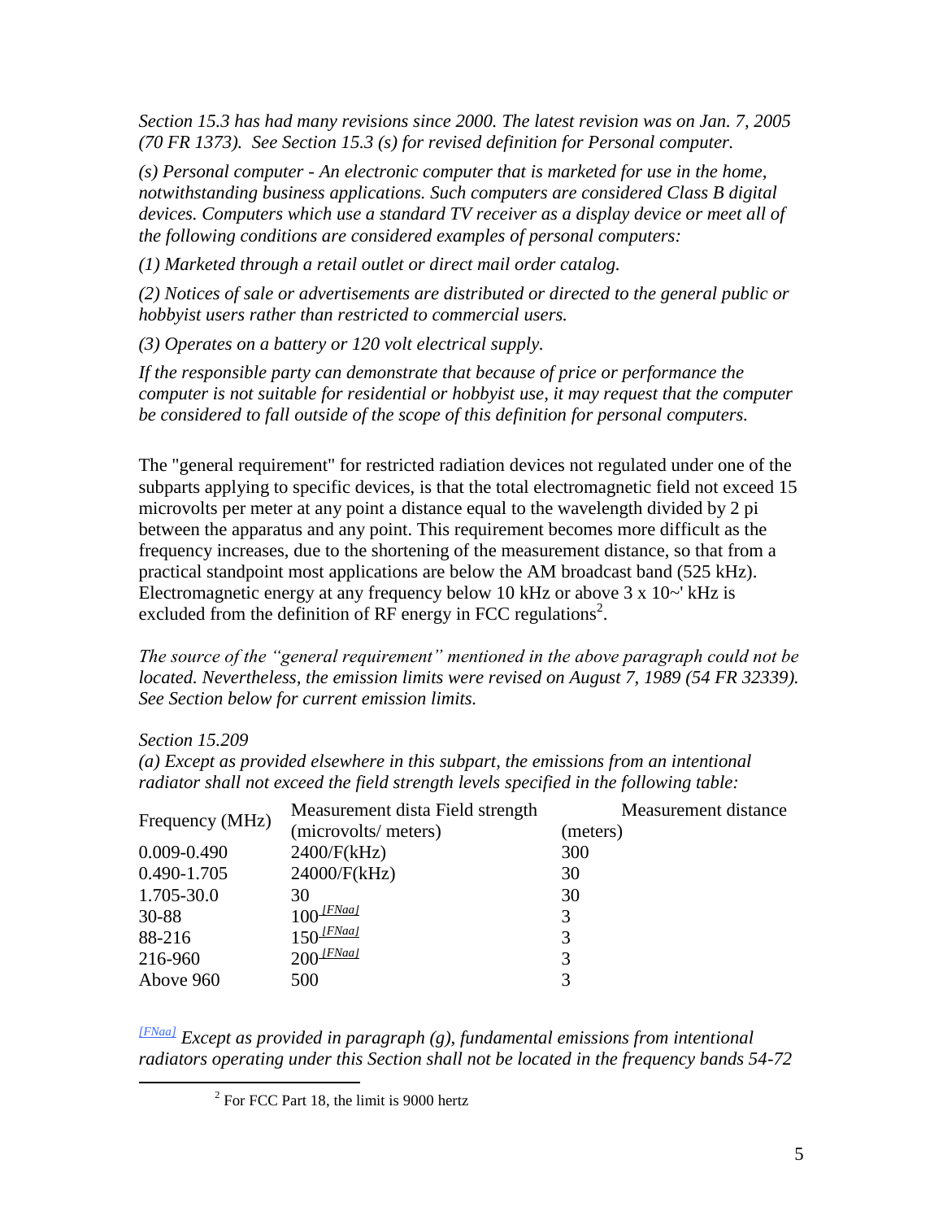*Section 15.3 has had many revisions since 2000. The latest revision was on Jan. 7, 2005 (70 FR 1373). See Section 15.3 (s) for revised definition for Personal computer.*

*(s) Personal computer - An electronic computer that is marketed for use in the home, notwithstanding business applications. Such computers are considered Class B digital devices. Computers which use a standard TV receiver as a display device or meet all of the following conditions are considered examples of personal computers:*

*(1) Marketed through a retail outlet or direct mail order catalog.*

*(2) Notices of sale or advertisements are distributed or directed to the general public or hobbyist users rather than restricted to commercial users.*

*(3) Operates on a battery or 120 volt electrical supply.*

*If the responsible party can demonstrate that because of price or performance the computer is not suitable for residential or hobbyist use, it may request that the computer be considered to fall outside of the scope of this definition for personal computers.*

The "general requirement" for restricted radiation devices not regulated under one of the subparts applying to specific devices, is that the total electromagnetic field not exceed 15 microvolts per meter at any point a distance equal to the wavelength divided by 2 pi between the apparatus and any point. This requirement becomes more difficult as the frequency increases, due to the shortening of the measurement distance, so that from a practical standpoint most applications are below the AM broadcast band (525 kHz). Electromagnetic energy at any frequency below 10 kHz or above 3 x 10~' kHz is excluded from the definition of RF energy in FCC regulations[2].

*The source of the "general requirement" mentioned in the above paragraph could not be located. Nevertheless, the emission limits were revised on August 7, 1989 (54 FR 32339). See Section below for current emission limits.*

*Section 15.209*

*(a) Except as provided elsewhere in this subpart, the emissions from an intentional radiator shall not exceed the field strength levels specified in the following table:*

| Frequency (MHz) | Measurement dista Field strength (microvolts/ meters) | Measurement distance (meters) |
|---|---|---|
| 0.009-0.490 | 2400/F(kHz) | 300 |
| 0.490-1.705 | 24000/F(kHz) | 30 |
| 1.705-30.0 | 30 | 30 |
| 30-88 | 100 [FNaa] | 3 |
| 88-216 | 150 [FNaa] | 3 |
| 216-960 | 200 [FNaa] | 3 |
| Above 960 | 500 | 3 |

[FNaa] *Except as provided in paragraph (g), fundamental emissions from intentional radiators operating under this Section shall not be located in the frequency bands 54-72*

[2] For FCC Part 18, the limit is 9000 hertz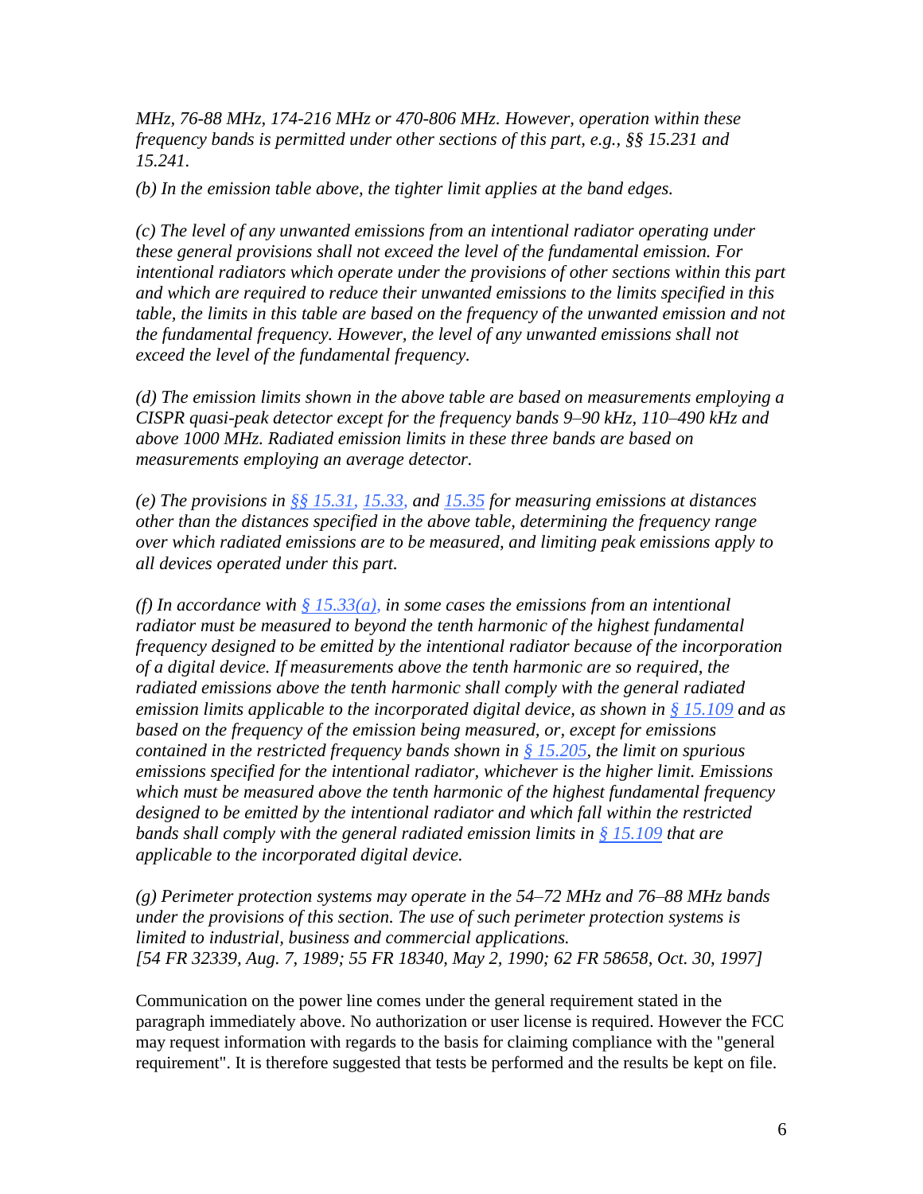*MHz, 76-88 MHz, 174-216 MHz or 470-806 MHz. However, operation within these frequency bands is permitted under other sections of this part, e.g., §§ 15.231 and 15.241.*

*(b) In the emission table above, the tighter limit applies at the band edges.*

*(c) The level of any unwanted emissions from an intentional radiator operating under these general provisions shall not exceed the level of the fundamental emission. For intentional radiators which operate under the provisions of other sections within this part and which are required to reduce their unwanted emissions to the limits specified in this table, the limits in this table are based on the frequency of the unwanted emission and not the fundamental frequency. However, the level of any unwanted emissions shall not exceed the level of the fundamental frequency.*

*(d) The emission limits shown in the above table are based on measurements employing a CISPR quasi-peak detector except for the frequency bands 9–90 kHz, 110–490 kHz and above 1000 MHz. Radiated emission limits in these three bands are based on measurements employing an average detector.*

*(e) The provisions in §§ 15.31, 15.33, and 15.35 for measuring emissions at distances other than the distances specified in the above table, determining the frequency range over which radiated emissions are to be measured, and limiting peak emissions apply to all devices operated under this part.*

*(f) In accordance with § 15.33(a), in some cases the emissions from an intentional radiator must be measured to beyond the tenth harmonic of the highest fundamental frequency designed to be emitted by the intentional radiator because of the incorporation of a digital device. If measurements above the tenth harmonic are so required, the radiated emissions above the tenth harmonic shall comply with the general radiated emission limits applicable to the incorporated digital device, as shown in § 15.109 and as based on the frequency of the emission being measured, or, except for emissions contained in the restricted frequency bands shown in § 15.205, the limit on spurious emissions specified for the intentional radiator, whichever is the higher limit. Emissions which must be measured above the tenth harmonic of the highest fundamental frequency designed to be emitted by the intentional radiator and which fall within the restricted bands shall comply with the general radiated emission limits in § 15.109 that are applicable to the incorporated digital device.*

*(g) Perimeter protection systems may operate in the 54–72 MHz and 76–88 MHz bands under the provisions of this section. The use of such perimeter protection systems is limited to industrial, business and commercial applications.*
*[54 FR 32339, Aug. 7, 1989; 55 FR 18340, May 2, 1990; 62 FR 58658, Oct. 30, 1997]*

Communication on the power line comes under the general requirement stated in the paragraph immediately above. No authorization or user license is required. However the FCC may request information with regards to the basis for claiming compliance with the "general requirement". It is therefore suggested that tests be performed and the results be kept on file.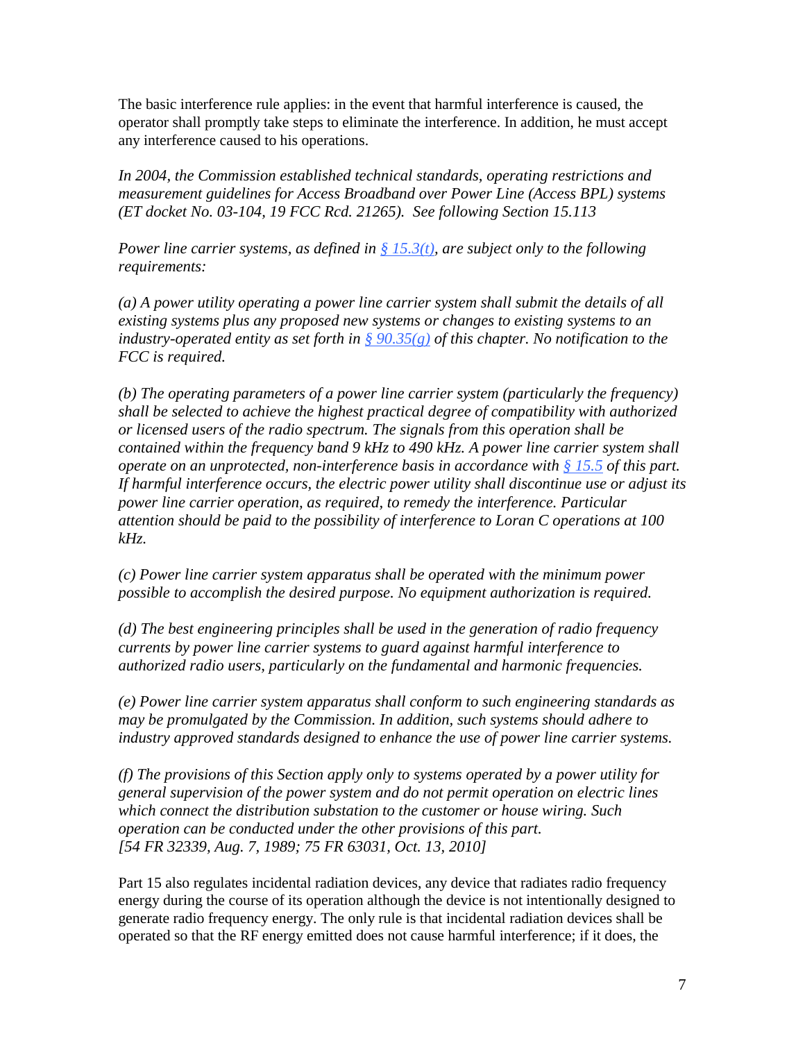The basic interference rule applies: in the event that harmful interference is caused, the operator shall promptly take steps to eliminate the interference. In addition, he must accept any interference caused to his operations.

*In 2004, the Commission established technical standards, operating restrictions and measurement guidelines for Access Broadband over Power Line (Access BPL) systems (ET docket No. 03-104, 19 FCC Rcd. 21265). See following Section 15.113*

*Power line carrier systems, as defined in [§ 15.3(t)](), are subject only to the following requirements:*

*(a) A power utility operating a power line carrier system shall submit the details of all existing systems plus any proposed new systems or changes to existing systems to an industry-operated entity as set forth in [§ 90.35(g)]() of this chapter. No notification to the FCC is required.*

*(b) The operating parameters of a power line carrier system (particularly the frequency) shall be selected to achieve the highest practical degree of compatibility with authorized or licensed users of the radio spectrum. The signals from this operation shall be contained within the frequency band 9 kHz to 490 kHz. A power line carrier system shall operate on an unprotected, non-interference basis in accordance with [§ 15.5]() of this part. If harmful interference occurs, the electric power utility shall discontinue use or adjust its power line carrier operation, as required, to remedy the interference. Particular attention should be paid to the possibility of interference to Loran C operations at 100 kHz.*

*(c) Power line carrier system apparatus shall be operated with the minimum power possible to accomplish the desired purpose. No equipment authorization is required.*

*(d) The best engineering principles shall be used in the generation of radio frequency currents by power line carrier systems to guard against harmful interference to authorized radio users, particularly on the fundamental and harmonic frequencies.*

*(e) Power line carrier system apparatus shall conform to such engineering standards as may be promulgated by the Commission. In addition, such systems should adhere to industry approved standards designed to enhance the use of power line carrier systems.*

*(f) The provisions of this Section apply only to systems operated by a power utility for general supervision of the power system and do not permit operation on electric lines which connect the distribution substation to the customer or house wiring. Such operation can be conducted under the other provisions of this part.*
*[54 FR 32339, Aug. 7, 1989; 75 FR 63031, Oct. 13, 2010]*

Part 15 also regulates incidental radiation devices, any device that radiates radio frequency energy during the course of its operation although the device is not intentionally designed to generate radio frequency energy. The only rule is that incidental radiation devices shall be operated so that the RF energy emitted does not cause harmful interference; if it does, the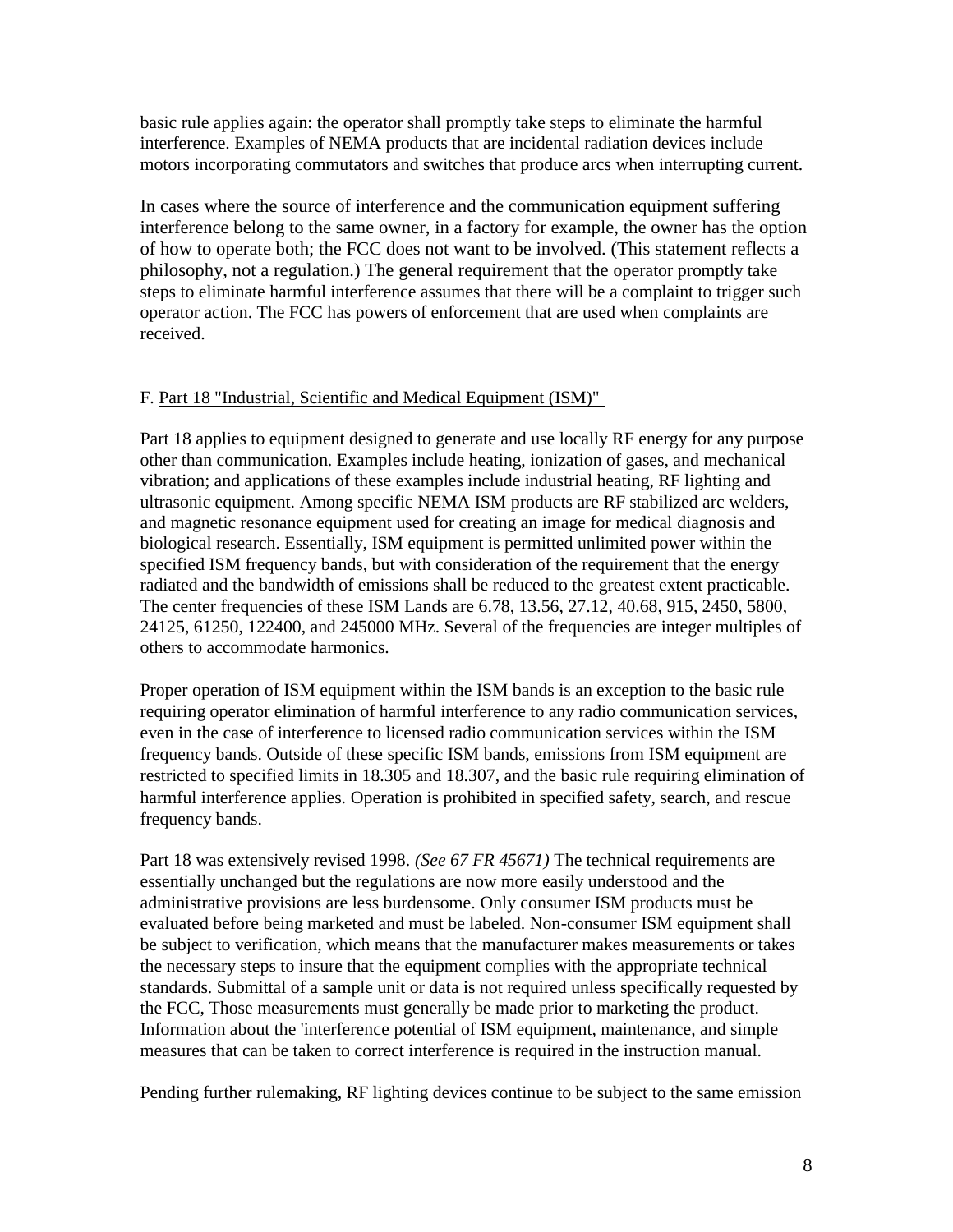basic rule applies again: the operator shall promptly take steps to eliminate the harmful interference. Examples of NEMA products that are incidental radiation devices include motors incorporating commutators and switches that produce arcs when interrupting current.

In cases where the source of interference and the communication equipment suffering interference belong to the same owner, in a factory for example, the owner has the option of how to operate both; the FCC does not want to be involved. (This statement reflects a philosophy, not a regulation.) The general requirement that the operator promptly take steps to eliminate harmful interference assumes that there will be a complaint to trigger such operator action. The FCC has powers of enforcement that are used when complaints are received.

F. Part 18 "Industrial, Scientific and Medical Equipment (ISM)"

Part 18 applies to equipment designed to generate and use locally RF energy for any purpose other than communication. Examples include heating, ionization of gases, and mechanical vibration; and applications of these examples include industrial heating, RF lighting and ultrasonic equipment. Among specific NEMA ISM products are RF stabilized arc welders, and magnetic resonance equipment used for creating an image for medical diagnosis and biological research. Essentially, ISM equipment is permitted unlimited power within the specified ISM frequency bands, but with consideration of the requirement that the energy radiated and the bandwidth of emissions shall be reduced to the greatest extent practicable. The center frequencies of these ISM Lands are 6.78, 13.56, 27.12, 40.68, 915, 2450, 5800, 24125, 61250, 122400, and 245000 MHz. Several of the frequencies are integer multiples of others to accommodate harmonics.

Proper operation of ISM equipment within the ISM bands is an exception to the basic rule requiring operator elimination of harmful interference to any radio communication services, even in the case of interference to licensed radio communication services within the ISM frequency bands. Outside of these specific ISM bands, emissions from ISM equipment are restricted to specified limits in 18.305 and 18.307, and the basic rule requiring elimination of harmful interference applies. Operation is prohibited in specified safety, search, and rescue frequency bands.

Part 18 was extensively revised 1998. *(See 67 FR 45671)* The technical requirements are essentially unchanged but the regulations are now more easily understood and the administrative provisions are less burdensome. Only consumer ISM products must be evaluated before being marketed and must be labeled. Non-consumer ISM equipment shall be subject to verification, which means that the manufacturer makes measurements or takes the necessary steps to insure that the equipment complies with the appropriate technical standards. Submittal of a sample unit or data is not required unless specifically requested by the FCC, Those measurements must generally be made prior to marketing the product. Information about the 'interference potential of ISM equipment, maintenance, and simple measures that can be taken to correct interference is required in the instruction manual.

Pending further rulemaking, RF lighting devices continue to be subject to the same emission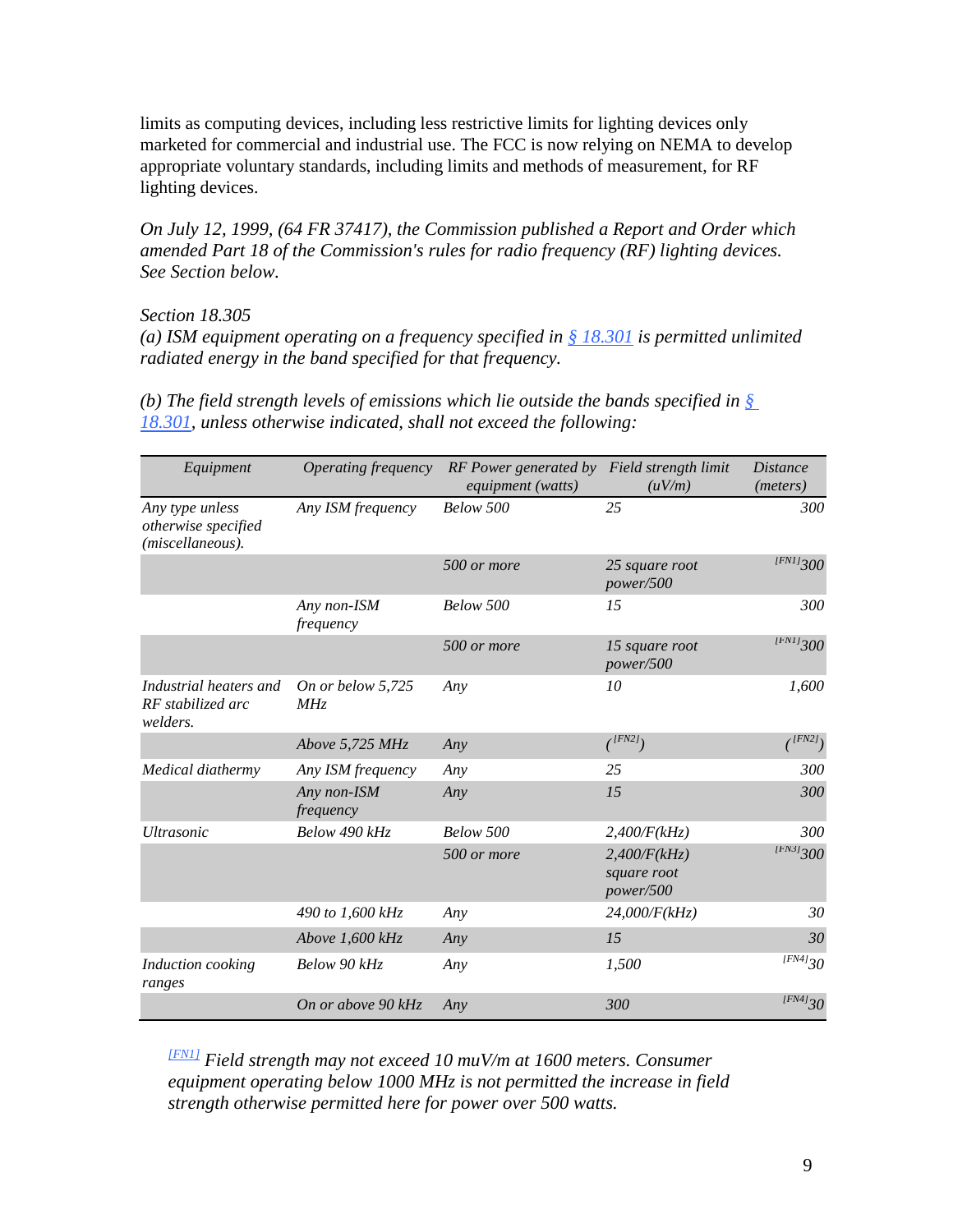limits as computing devices, including less restrictive limits for lighting devices only marketed for commercial and industrial use. The FCC is now relying on NEMA to develop appropriate voluntary standards, including limits and methods of measurement, for RF lighting devices.

*On July 12, 1999, (64 FR 37417), the Commission published a Report and Order which amended Part 18 of the Commission's rules for radio frequency (RF) lighting devices. See Section below.*

*Section 18.305*
*(a) ISM equipment operating on a frequency specified in [§ 18.301] is permitted unlimited radiated energy in the band specified for that frequency.*

*(b) The field strength levels of emissions which lie outside the bands specified in [§ 18.301], unless otherwise indicated, shall not exceed the following:*

| Equipment | Operating frequency | RF Power generated by equipment (watts) | Field strength limit (uV/m) | Distance (meters) |
|---|---|---|---|---|
| Any type unless otherwise specified (miscellaneous). | Any ISM frequency | Below 500 | 25 | 300 |
| | | 500 or more | 25 square root power/500 | [FN1]300 |
| | Any non-ISM frequency | Below 500 | 15 | 300 |
| | | 500 or more | 15 square root power/500 | [FN1]300 |
| Industrial heaters and RF stabilized arc welders. | On or below 5,725 MHz | Any | 10 | 1,600 |
| | Above 5,725 MHz | Any | ([FN2]) | ([FN2]) |
| Medical diathermy | Any ISM frequency | Any | 25 | 300 |
| | Any non-ISM frequency | Any | 15 | 300 |
| Ultrasonic | Below 490 kHz | Below 500 | 2,400/F(kHz) | 300 |
| | | 500 or more | 2,400/F(kHz) square root power/500 | [FN3]300 |
| | 490 to 1,600 kHz | Any | 24,000/F(kHz) | 30 |
| | Above 1,600 kHz | Any | 15 | 30 |
| Induction cooking ranges | Below 90 kHz | Any | 1,500 | [FN4]30 |
| | On or above 90 kHz | Any | 300 | [FN4]30 |

*[FN1] Field strength may not exceed 10 muV/m at 1600 meters. Consumer equipment operating below 1000 MHz is not permitted the increase in field strength otherwise permitted here for power over 500 watts.*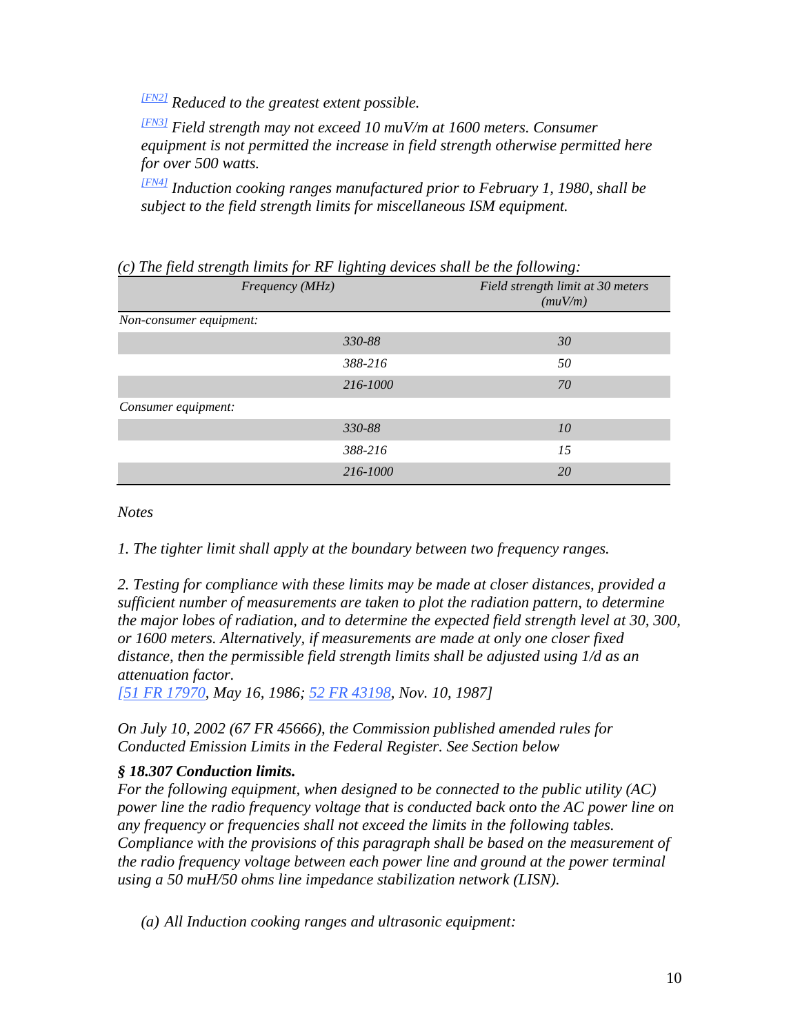*[FN2] Reduced to the greatest extent possible.*

*[FN3] Field strength may not exceed 10 muV/m at 1600 meters. Consumer equipment is not permitted the increase in field strength otherwise permitted here for over 500 watts.*

*[FN4] Induction cooking ranges manufactured prior to February 1, 1980, shall be subject to the field strength limits for miscellaneous ISM equipment.*

*(c) The field strength limits for RF lighting devices shall be the following:*

| Frequency (MHz) | Field strength limit at 30 meters (muV/m) |
| --- | --- |
| Non-consumer equipment: | |
| 330-88 | 30 |
| 388-216 | 50 |
| 216-1000 | 70 |
| Consumer equipment: | |
| 330-88 | 10 |
| 388-216 | 15 |
| 216-1000 | 20 |

*Notes*

*1. The tighter limit shall apply at the boundary between two frequency ranges.*

*2. Testing for compliance with these limits may be made at closer distances, provided a sufficient number of measurements are taken to plot the radiation pattern, to determine the major lobes of radiation, and to determine the expected field strength level at 30, 300, or 1600 meters. Alternatively, if measurements are made at only one closer fixed distance, then the permissible field strength limits shall be adjusted using 1/d as an attenuation factor.*
*[51 FR 17970, May 16, 1986; 52 FR 43198, Nov. 10, 1987]*

*On July 10, 2002 (67 FR 45666), the Commission published amended rules for Conducted Emission Limits in the Federal Register. See Section below*

***§ 18.307 Conduction limits.***
*For the following equipment, when designed to be connected to the public utility (AC) power line the radio frequency voltage that is conducted back onto the AC power line on any frequency or frequencies shall not exceed the limits in the following tables. Compliance with the provisions of this paragraph shall be based on the measurement of the radio frequency voltage between each power line and ground at the power terminal using a 50 muH/50 ohms line impedance stabilization network (LISN).*

*(a) All Induction cooking ranges and ultrasonic equipment:*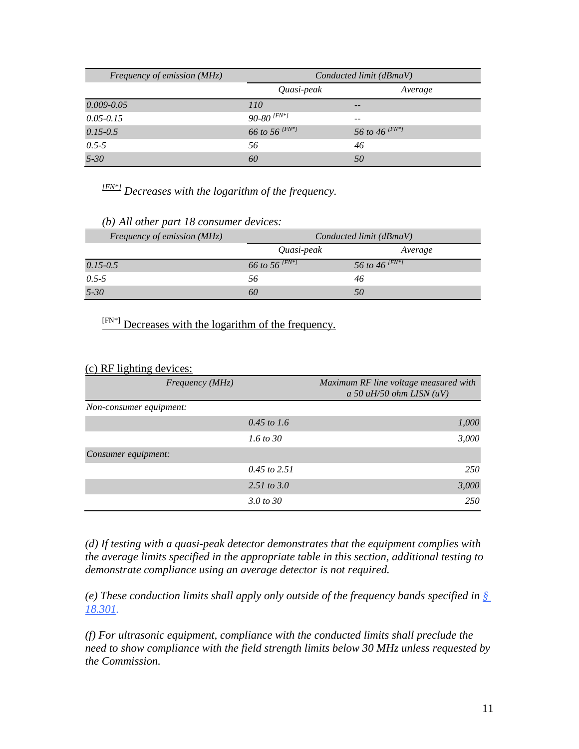| *Frequency of emission (MHz)* | *Conducted limit (dBmuV)* | |
|---|---|---|
| | *Quasi-peak* | *Average* |
| *0.009-0.05* | *110* | *--* |
| *0.05-0.15* | *90-80* [FN*] | *--* |
| *0.15-0.5* | *66 to 56* [FN*] | *56 to 46* [FN*] |
| *0.5-5* | *56* | *46* |
| *5-30* | *60* | *50* |

[FN*] *Decreases with the logarithm of the frequency.*

*(b) All other part 18 consumer devices:*

| *Frequency of emission (MHz)* | *Conducted limit (dBmuV)* | |
|---|---|---|
| | *Quasi-peak* | *Average* |
| *0.15-0.5* | *66 to 56* [FN*] | *56 to 46* [FN*] |
| *0.5-5* | *56* | *46* |
| *5-30* | *60* | *50* |

[FN*] Decreases with the logarithm of the frequency.

(c) RF lighting devices:

| *Frequency (MHz)* | | *Maximum RF line voltage measured with a 50 uH/50 ohm LISN (uV)* |
|---|---|---|
| *Non-consumer equipment:* | | |
| | *0.45 to 1.6* | *1,000* |
| | *1.6 to 30* | *3,000* |
| *Consumer equipment:* | | |
| | *0.45 to 2.51* | *250* |
| | *2.51 to 3.0* | *3,000* |
| | *3.0 to 30* | *250* |

*(d) If testing with a quasi-peak detector demonstrates that the equipment complies with the average limits specified in the appropriate table in this section, additional testing to demonstrate compliance using an average detector is not required.*

*(e) These conduction limits shall apply only outside of the frequency bands specified in § 18.301.*

*(f) For ultrasonic equipment, compliance with the conducted limits shall preclude the need to show compliance with the field strength limits below 30 MHz unless requested by the Commission.*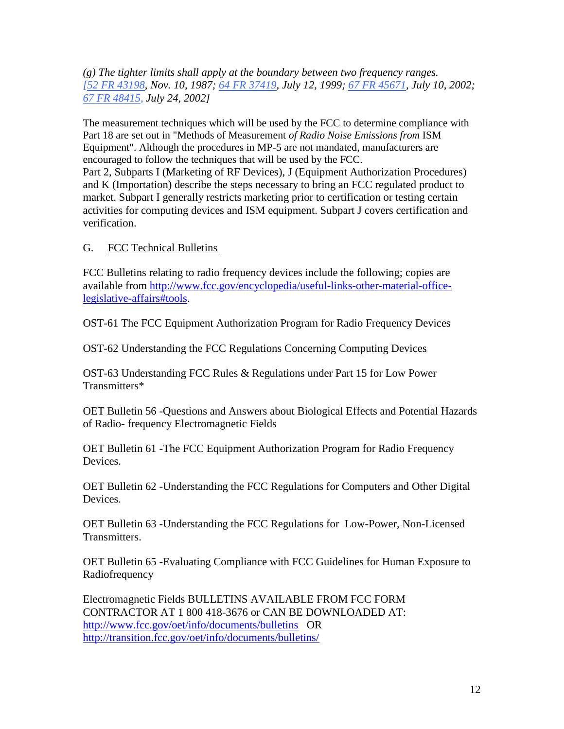*(g) The tighter limits shall apply at the boundary between two frequency ranges.*
*[52 FR 43198, Nov. 10, 1987; 64 FR 37419, July 12, 1999; 67 FR 45671, July 10, 2002; 67 FR 48415, July 24, 2002]*

The measurement techniques which will be used by the FCC to determine compliance with Part 18 are set out in "Methods of Measurement *of Radio Noise Emissions from* ISM Equipment". Although the procedures in MP-5 are not mandated, manufacturers are encouraged to follow the techniques that will be used by the FCC.
Part 2, Subparts I (Marketing of RF Devices), J (Equipment Authorization Procedures) and K (Importation) describe the steps necessary to bring an FCC regulated product to market. Subpart I generally restricts marketing prior to certification or testing certain activities for computing devices and ISM equipment. Subpart J covers certification and verification.

## G. FCC Technical Bulletins

FCC Bulletins relating to radio frequency devices include the following; copies are available from http://www.fcc.gov/encyclopedia/useful-links-other-material-office-legislative-affairs#tools.

OST-61 The FCC Equipment Authorization Program for Radio Frequency Devices

OST-62 Understanding the FCC Regulations Concerning Computing Devices

OST-63 Understanding FCC Rules & Regulations under Part 15 for Low Power Transmitters*

OET Bulletin 56 -Questions and Answers about Biological Effects and Potential Hazards of Radio- frequency Electromagnetic Fields

OET Bulletin 61 -The FCC Equipment Authorization Program for Radio Frequency Devices.

OET Bulletin 62 -Understanding the FCC Regulations for Computers and Other Digital Devices.

OET Bulletin 63 -Understanding the FCC Regulations for Low-Power, Non-Licensed Transmitters.

OET Bulletin 65 -Evaluating Compliance with FCC Guidelines for Human Exposure to Radiofrequency

Electromagnetic Fields BULLETINS AVAILABLE FROM FCC FORM CONTRACTOR AT 1 800 418-3676 or CAN BE DOWNLOADED AT: http://www.fcc.gov/oet/info/documents/bulletins OR http://transition.fcc.gov/oet/info/documents/bulletins/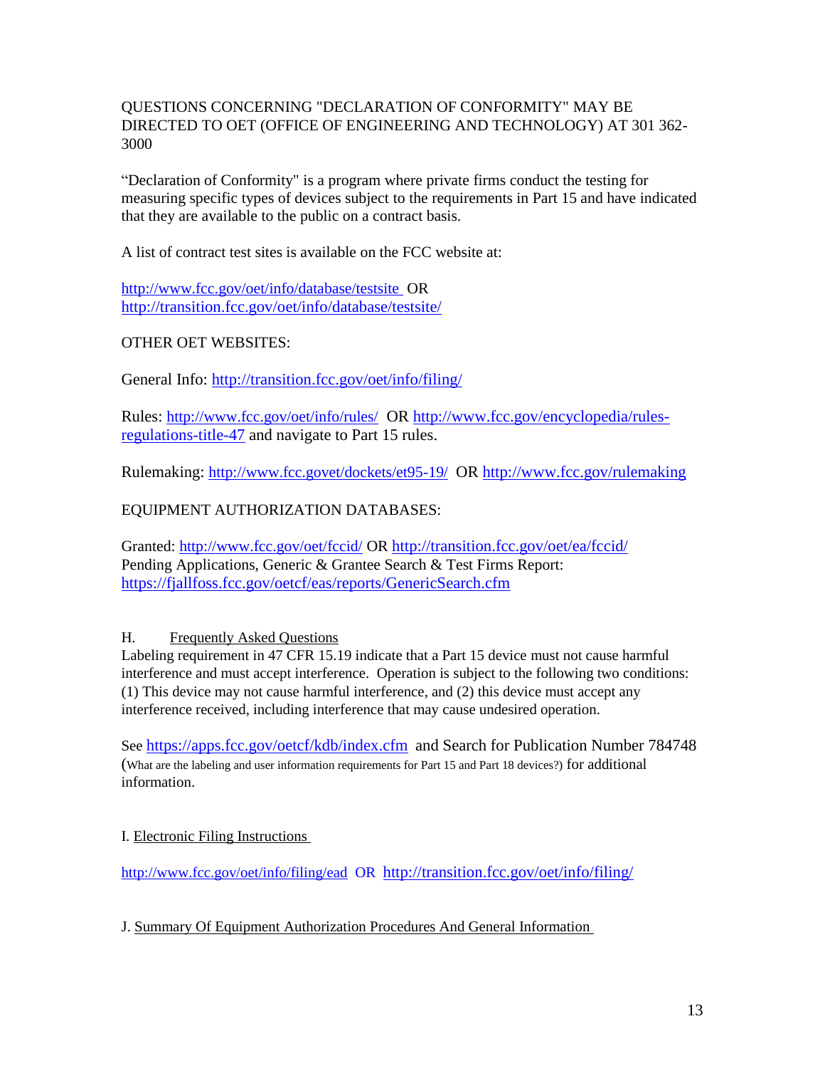QUESTIONS CONCERNING "DECLARATION OF CONFORMITY" MAY BE DIRECTED TO OET (OFFICE OF ENGINEERING AND TECHNOLOGY) AT 301 362-3000

“Declaration of Conformity" is a program where private firms conduct the testing for measuring specific types of devices subject to the requirements in Part 15 and have indicated that they are available to the public on a contract basis.

A list of contract test sites is available on the FCC website at:

http://www.fcc.gov/oet/info/database/testsite OR
http://transition.fcc.gov/oet/info/database/testsite/

OTHER OET WEBSITES:

General Info: http://transition.fcc.gov/oet/info/filing/

Rules: http://www.fcc.gov/oet/info/rules/ OR http://www.fcc.gov/encyclopedia/rules-regulations-title-47 and navigate to Part 15 rules.

Rulemaking: http://www.fcc.govet/dockets/et95-19/ OR http://www.fcc.gov/rulemaking

EQUIPMENT AUTHORIZATION DATABASES:

Granted: http://www.fcc.gov/oet/fccid/ OR http://transition.fcc.gov/oet/ea/fccid/
Pending Applications, Generic & Grantee Search & Test Firms Report:
https://fjallfoss.fcc.gov/oetcf/eas/reports/GenericSearch.cfm

## H. Frequently Asked Questions

Labeling requirement in 47 CFR 15.19 indicate that a Part 15 device must not cause harmful interference and must accept interference. Operation is subject to the following two conditions: (1) This device may not cause harmful interference, and (2) this device must accept any interference received, including interference that may cause undesired operation.

See https://apps.fcc.gov/oetcf/kdb/index.cfm and Search for Publication Number 784748 (What are the labeling and user information requirements for Part 15 and Part 18 devices?) for additional information.

## I. Electronic Filing Instructions

http://www.fcc.gov/oet/info/filing/ead OR http://transition.fcc.gov/oet/info/filing/

## J. Summary Of Equipment Authorization Procedures And General Information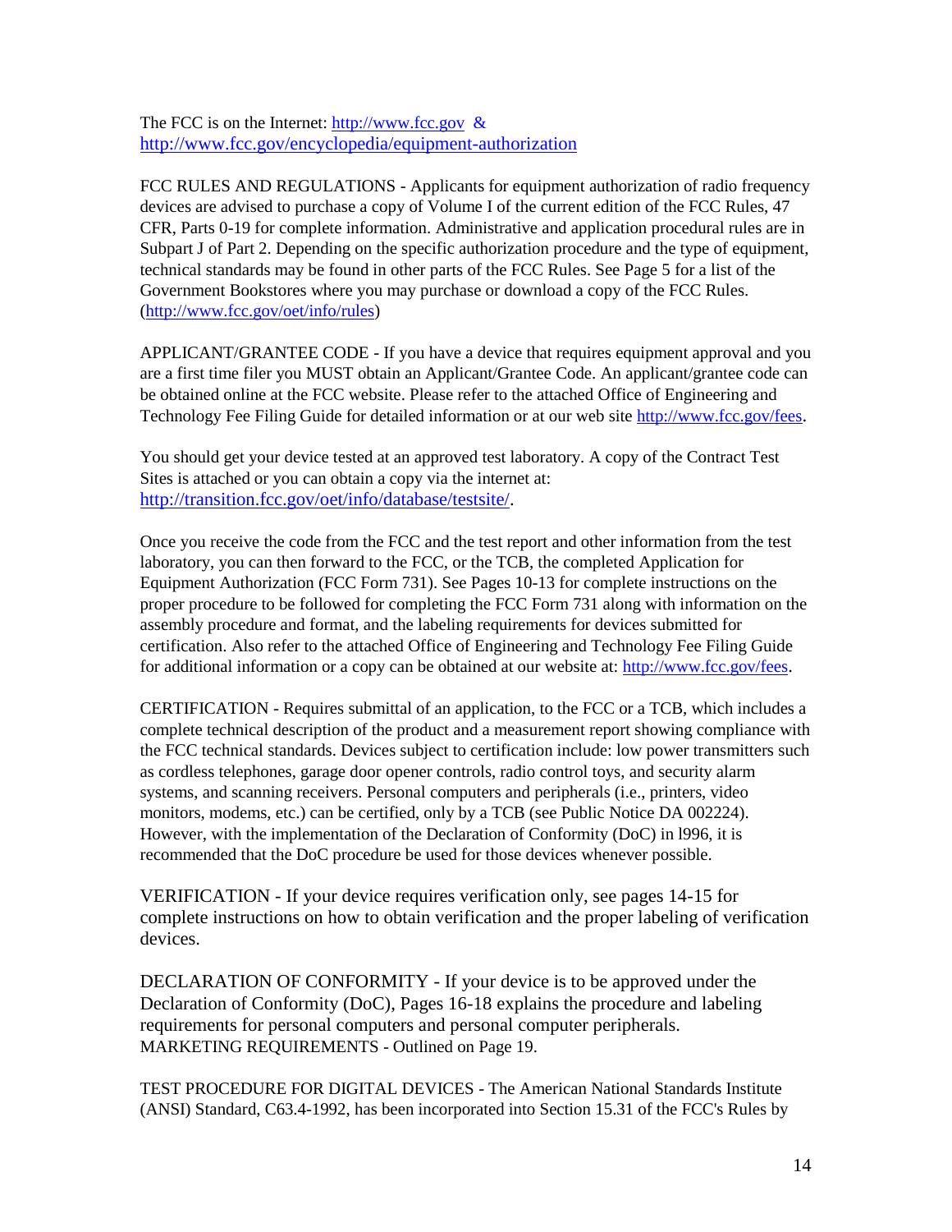The FCC is on the Internet: http://www.fcc.gov & http://www.fcc.gov/encyclopedia/equipment-authorization

FCC RULES AND REGULATIONS - Applicants for equipment authorization of radio frequency devices are advised to purchase a copy of Volume I of the current edition of the FCC Rules, 47 CFR, Parts 0-19 for complete information. Administrative and application procedural rules are in Subpart J of Part 2. Depending on the specific authorization procedure and the type of equipment, technical standards may be found in other parts of the FCC Rules. See Page 5 for a list of the Government Bookstores where you may purchase or download a copy of the FCC Rules. (http://www.fcc.gov/oet/info/rules)

APPLICANT/GRANTEE CODE - If you have a device that requires equipment approval and you are a first time filer you MUST obtain an Applicant/Grantee Code. An applicant/grantee code can be obtained online at the FCC website. Please refer to the attached Office of Engineering and Technology Fee Filing Guide for detailed information or at our web site http://www.fcc.gov/fees.

You should get your device tested at an approved test laboratory. A copy of the Contract Test Sites is attached or you can obtain a copy via the internet at: http://transition.fcc.gov/oet/info/database/testsite/.

Once you receive the code from the FCC and the test report and other information from the test laboratory, you can then forward to the FCC, or the TCB, the completed Application for Equipment Authorization (FCC Form 731). See Pages 10-13 for complete instructions on the proper procedure to be followed for completing the FCC Form 731 along with information on the assembly procedure and format, and the labeling requirements for devices submitted for certification. Also refer to the attached Office of Engineering and Technology Fee Filing Guide for additional information or a copy can be obtained at our website at: http://www.fcc.gov/fees.

CERTIFICATION - Requires submittal of an application, to the FCC or a TCB, which includes a complete technical description of the product and a measurement report showing compliance with the FCC technical standards. Devices subject to certification include: low power transmitters such as cordless telephones, garage door opener controls, radio control toys, and security alarm systems, and scanning receivers. Personal computers and peripherals (i.e., printers, video monitors, modems, etc.) can be certified, only by a TCB (see Public Notice DA 002224). However, with the implementation of the Declaration of Conformity (DoC) in l996, it is recommended that the DoC procedure be used for those devices whenever possible.

VERIFICATION - If your device requires verification only, see pages 14-15 for complete instructions on how to obtain verification and the proper labeling of verification devices.

DECLARATION OF CONFORMITY - If your device is to be approved under the Declaration of Conformity (DoC), Pages 16-18 explains the procedure and labeling requirements for personal computers and personal computer peripherals.

MARKETING REQUIREMENTS - Outlined on Page 19.

TEST PROCEDURE FOR DIGITAL DEVICES - The American National Standards Institute (ANSI) Standard, C63.4-1992, has been incorporated into Section 15.31 of the FCC's Rules by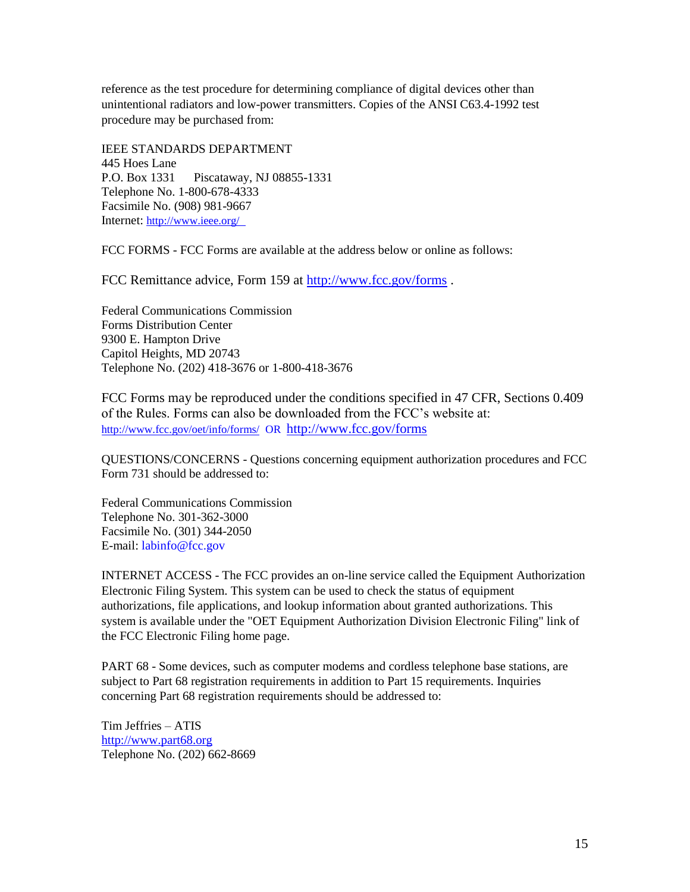reference as the test procedure for determining compliance of digital devices other than unintentional radiators and low-power transmitters. Copies of the ANSI C63.4-1992 test procedure may be purchased from:

IEEE STANDARDS DEPARTMENT  
445 Hoes Lane  
P.O. Box 1331 Piscataway, NJ 08855-1331  
Telephone No. 1-800-678-4333  
Facsimile No. (908) 981-9667  
Internet: http://www.ieee.org/

FCC FORMS - FCC Forms are available at the address below or online as follows:

FCC Remittance advice, Form 159 at http://www.fcc.gov/forms .

Federal Communications Commission  
Forms Distribution Center  
9300 E. Hampton Drive  
Capitol Heights, MD 20743  
Telephone No. (202) 418-3676 or 1-800-418-3676

FCC Forms may be reproduced under the conditions specified in 47 CFR, Sections 0.409 of the Rules. Forms can also be downloaded from the FCC's website at: http://www.fcc.gov/oet/info/forms/ OR http://www.fcc.gov/forms

QUESTIONS/CONCERNS - Questions concerning equipment authorization procedures and FCC Form 731 should be addressed to:

Federal Communications Commission  
Telephone No. 301-362-3000  
Facsimile No. (301) 344-2050  
E-mail: labinfo@fcc.gov

INTERNET ACCESS - The FCC provides an on-line service called the Equipment Authorization Electronic Filing System. This system can be used to check the status of equipment authorizations, file applications, and lookup information about granted authorizations. This system is available under the "OET Equipment Authorization Division Electronic Filing" link of the FCC Electronic Filing home page.

PART 68 - Some devices, such as computer modems and cordless telephone base stations, are subject to Part 68 registration requirements in addition to Part 15 requirements. Inquiries concerning Part 68 registration requirements should be addressed to:

Tim Jeffries – ATIS  
http://www.part68.org  
Telephone No. (202) 662-8669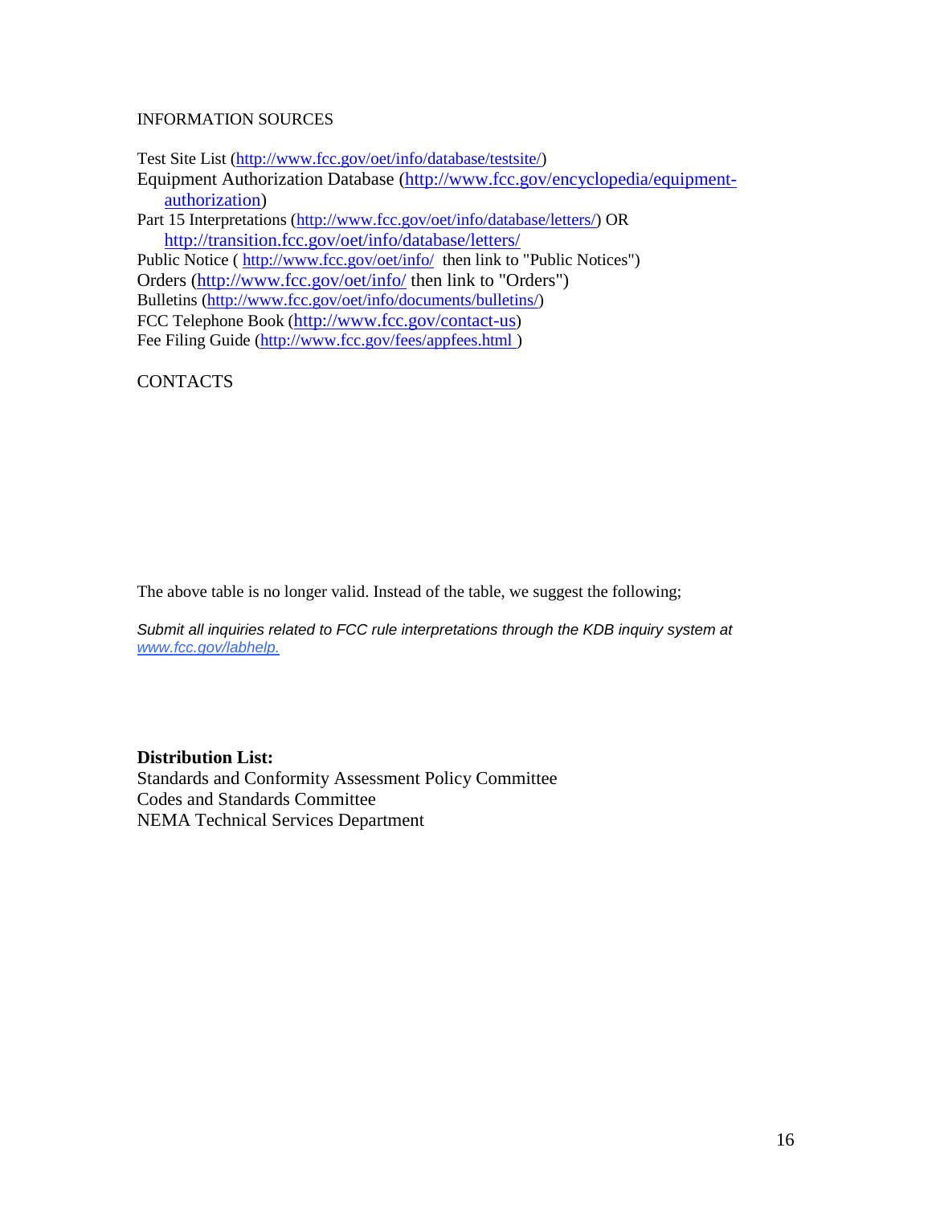INFORMATION SOURCES

Test Site List (http://www.fcc.gov/oet/info/database/testsite/)
Equipment Authorization Database (http://www.fcc.gov/encyclopedia/equipment-authorization)
Part 15 Interpretations (http://www.fcc.gov/oet/info/database/letters/) OR http://transition.fcc.gov/oet/info/database/letters/
Public Notice ( http://www.fcc.gov/oet/info/ then link to "Public Notices")
Orders (http://www.fcc.gov/oet/info/ then link to "Orders")
Bulletins (http://www.fcc.gov/oet/info/documents/bulletins/)
FCC Telephone Book (http://www.fcc.gov/contact-us)
Fee Filing Guide (http://www.fcc.gov/fees/appfees.html )

CONTACTS

The above table is no longer valid. Instead of the table, we suggest the following;

*Submit all inquiries related to FCC rule interpretations through the KDB inquiry system at www.fcc.gov/labhelp.*

**Distribution List:**
Standards and Conformity Assessment Policy Committee
Codes and Standards Committee
NEMA Technical Services Department